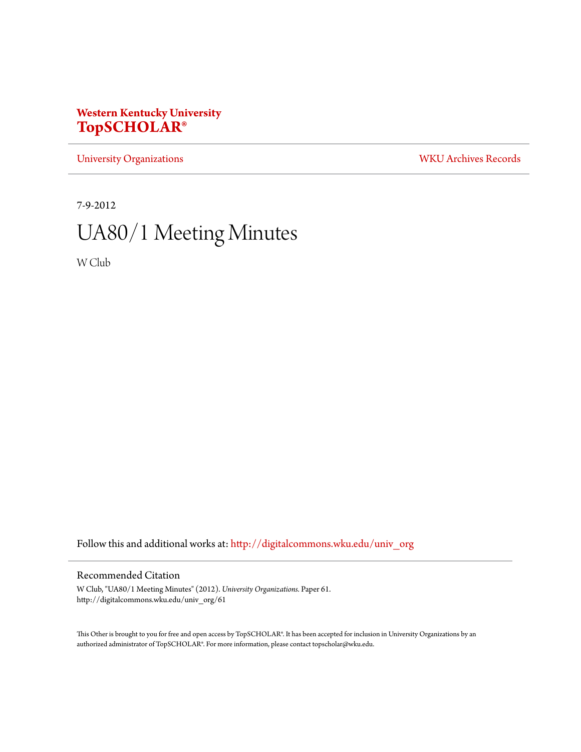**Western Kentucky University**
**TopSCHOLAR®**

University Organizations | WKU Archives Records

7-9-2012

# UA80/1 Meeting Minutes

W Club

Follow this and additional works at: http://digitalcommons.wku.edu/univ_org

## Recommended Citation

W Club, "UA80/1 Meeting Minutes" (2012). *University Organizations.* Paper 61.
http://digitalcommons.wku.edu/univ_org/61

This Other is brought to you for free and open access by TopSCHOLAR®. It has been accepted for inclusion in University Organizations by an authorized administrator of TopSCHOLAR®. For more information, please contact topscholar@wku.edu.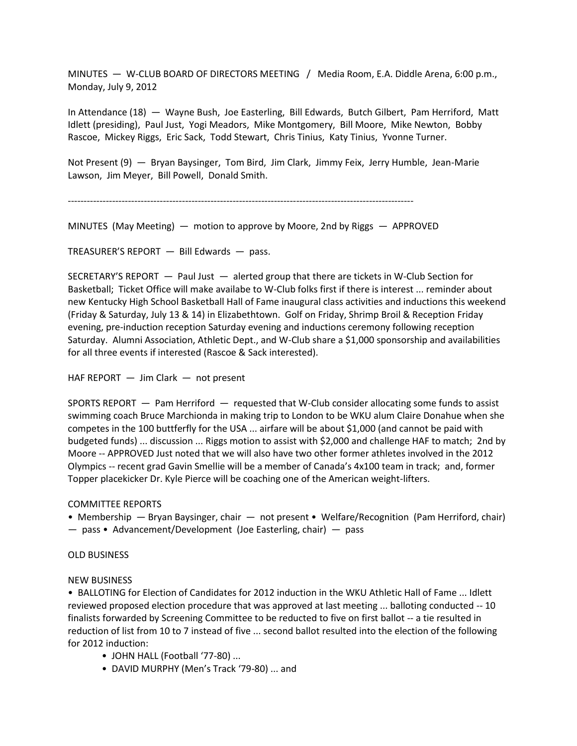MINUTES — W-CLUB BOARD OF DIRECTORS MEETING / Media Room, E.A. Diddle Arena, 6:00 p.m., Monday, July 9, 2012

In Attendance (18) — Wayne Bush, Joe Easterling, Bill Edwards, Butch Gilbert, Pam Herriford, Matt Idlett (presiding), Paul Just, Yogi Meadors, Mike Montgomery, Bill Moore, Mike Newton, Bobby Rascoe, Mickey Riggs, Eric Sack, Todd Stewart, Chris Tinius, Katy Tinius, Yvonne Turner.

Not Present (9) — Bryan Baysinger, Tom Bird, Jim Clark, Jimmy Feix, Jerry Humble, Jean-Marie Lawson, Jim Meyer, Bill Powell, Donald Smith.

---

MINUTES (May Meeting) — motion to approve by Moore, 2nd by Riggs — APPROVED

TREASURER'S REPORT — Bill Edwards — pass.

SECRETARY'S REPORT — Paul Just — alerted group that there are tickets in W-Club Section for Basketball; Ticket Office will make availabe to W-Club folks first if there is interest ... reminder about new Kentucky High School Basketball Hall of Fame inaugural class activities and inductions this weekend (Friday & Saturday, July 13 & 14) in Elizabethtown. Golf on Friday, Shrimp Broil & Reception Friday evening, pre-induction reception Saturday evening and inductions ceremony following reception Saturday. Alumni Association, Athletic Dept., and W-Club share a $1,000 sponsorship and availabilities for all three events if interested (Rascoe & Sack interested).

HAF REPORT — Jim Clark — not present

SPORTS REPORT — Pam Herriford — requested that W-Club consider allocating some funds to assist swimming coach Bruce Marchionda in making trip to London to be WKU alum Claire Donahue when she competes in the 100 buttferfly for the USA ... airfare will be about $1,000 (and cannot be paid with budgeted funds) ... discussion ... Riggs motion to assist with $2,000 and challenge HAF to match; 2nd by Moore -- APPROVED Just noted that we will also have two other former athletes involved in the 2012 Olympics -- recent grad Gavin Smellie will be a member of Canada's 4x100 team in track; and, former Topper placekicker Dr. Kyle Pierce will be coaching one of the American weight-lifters.

COMMITTEE REPORTS

• Membership — Bryan Baysinger, chair — not present • Welfare/Recognition (Pam Herriford, chair) — pass • Advancement/Development (Joe Easterling, chair) — pass

OLD BUSINESS

NEW BUSINESS

• BALLOTING for Election of Candidates for 2012 induction in the WKU Athletic Hall of Fame ... Idlett reviewed proposed election procedure that was approved at last meeting ... balloting conducted -- 10 finalists forwarded by Screening Committee to be reducted to five on first ballot -- a tie resulted in reduction of list from 10 to 7 instead of five ... second ballot resulted into the election of the following for 2012 induction:

- JOHN HALL (Football '77-80) ...
- DAVID MURPHY (Men's Track '79-80) ... and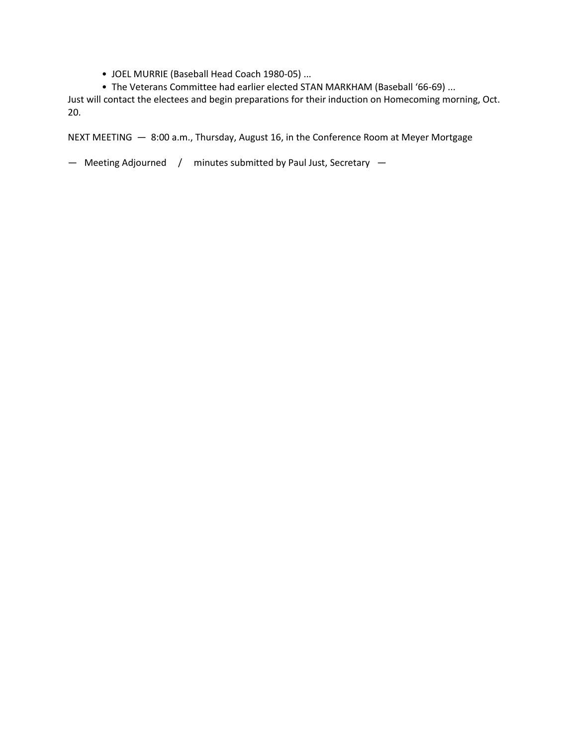- JOEL MURRIE (Baseball Head Coach 1980-05) ...
- The Veterans Committee had earlier elected STAN MARKHAM (Baseball '66-69) ...

Just will contact the electees and begin preparations for their induction on Homecoming morning, Oct. 20.

NEXT MEETING — 8:00 a.m., Thursday, August 16, in the Conference Room at Meyer Mortgage

— Meeting Adjourned / minutes submitted by Paul Just, Secretary —